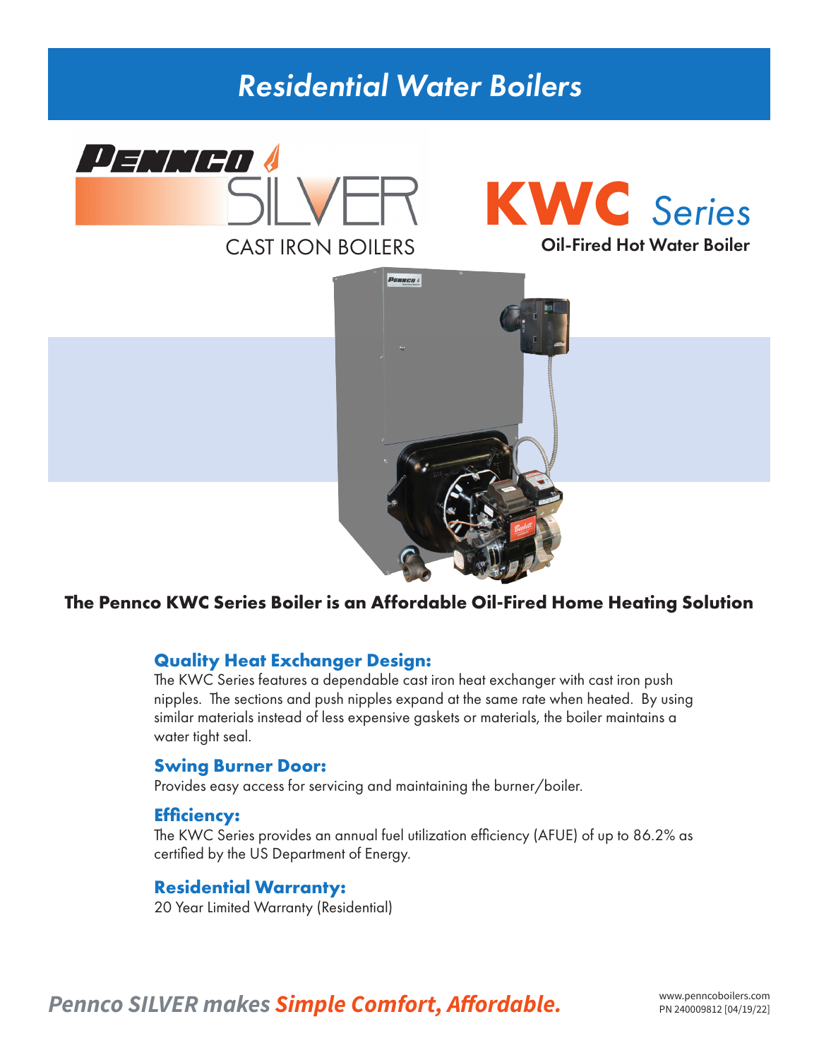# Residential Water Boilers

PENNCO SILVER

CAST IRON BOILERS

## KWC Series

**Oil-Fired Hot Water Boiler**

**The Pennco KWC Series Boiler is an Affordable Oil-Fired Home Heating Solution**

### Quality Heat Exchanger Design:

The KWC Series features a dependable cast iron heat exchanger with cast iron push nipples. The sections and push nipples expand at the same rate when heated. By using similar materials instead of less expensive gaskets or materials, the boiler maintains a water tight seal.

### Swing Burner Door:

Provides easy access for servicing and maintaining the burner/boiler.

### Efficiency:

The KWC Series provides an annual fuel utilization efficiency (AFUE) of up to 86.2% as certified by the US Department of Energy.

### Residential Warranty:

20 Year Limited Warranty (Residential)

*Pennco SILVER makes **Simple Comfort, Affordable.***

www.penncoboilers.com
PN 240009812 [04/19/22]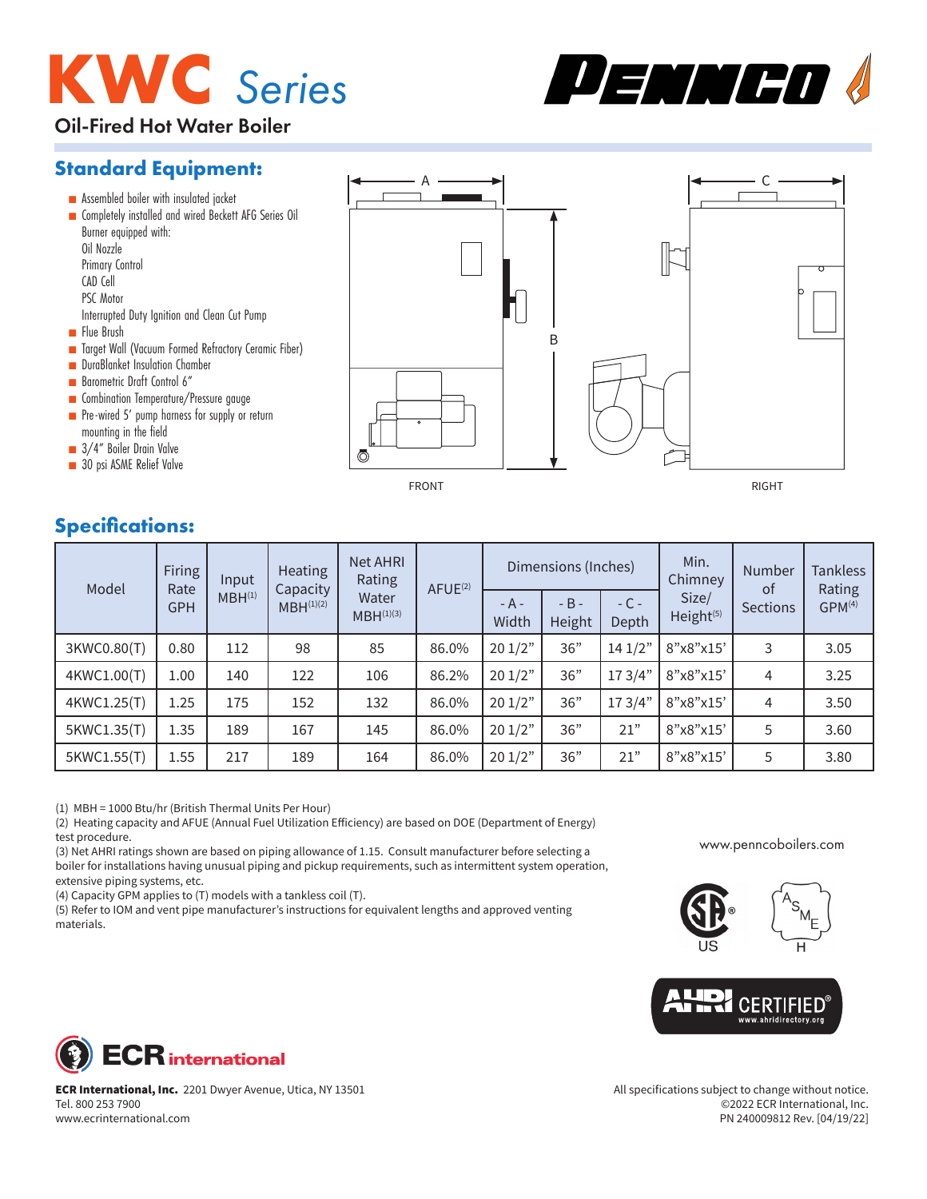# KWC Series

## Oil-Fired Hot Water Boiler

## Standard Equipment:

- Assembled boiler with insulated jacket
- Completely installed and wired Beckett AFG Series Oil Burner equipped with:
  - Oil Nozzle
  - Primary Control
  - CAD Cell
  - PSC Motor
  - Interrupted Duty Ignition and Clean Cut Pump
- Flue Brush
- Target Wall (Vacuum Formed Refractory Ceramic Fiber)
- DuraBlanket Insulation Chamber
- Barometric Draft Control 6"
- Combination Temperature/Pressure gauge
- Pre-wired 5' pump harness for supply or return mounting in the field
- 3/4" Boiler Drain Valve
- 30 psi ASME Relief Valve

A

B

C

FRONT

RIGHT

## Specifications:

| Model | Firing Rate GPH | Input MBH(1) | Heating Capacity MBH(1)(2) | Net AHRI Rating Water MBH(1)(3) | AFUE(2) | Dimensions (Inches) | | | Min. Chimney Size/ Height(5) | Number of Sections | Tankless Rating GPM(4) |
|---|---|---|---|---|---|---|---|---|---|---|---|
| | | | | | | - A - Width | - B - Height | - C - Depth | | | |
| 3KWC0.80(T) | 0.80 | 112 | 98 | 85 | 86.0% | 20 1/2" | 36" | 14 1/2" | 8"x8"x15' | 3 | 3.05 |
| 4KWC1.00(T) | 1.00 | 140 | 122 | 106 | 86.2% | 20 1/2" | 36" | 17 3/4" | 8"x8"x15' | 4 | 3.25 |
| 4KWC1.25(T) | 1.25 | 175 | 152 | 132 | 86.0% | 20 1/2" | 36" | 17 3/4" | 8"x8"x15' | 4 | 3.50 |
| 5KWC1.35(T) | 1.35 | 189 | 167 | 145 | 86.0% | 20 1/2" | 36" | 21" | 8"x8"x15' | 5 | 3.60 |
| 5KWC1.55(T) | 1.55 | 217 | 189 | 164 | 86.0% | 20 1/2" | 36" | 21" | 8"x8"x15' | 5 | 3.80 |

(1) MBH = 1000 Btu/hr (British Thermal Units Per Hour)
(2) Heating capacity and AFUE (Annual Fuel Utilization Efficiency) are based on DOE (Department of Energy) test procedure.
(3) Net AHRI ratings shown are based on piping allowance of 1.15. Consult manufacturer before selecting a boiler for installations having unusual piping and pickup requirements, such as intermittent system operation, extensive piping systems, etc.
(4) Capacity GPM applies to (T) models with a tankless coil (T).
(5) Refer to IOM and vent pipe manufacturer's instructions for equivalent lengths and approved venting materials.

www.penncoboilers.com

**ECR International, Inc.** 2201 Dwyer Avenue, Utica, NY 13501
Tel. 800 253 7900
www.ecrinternational.com

All specifications subject to change without notice.
©2022 ECR International, Inc.
PN 240009812 Rev. [04/19/22]